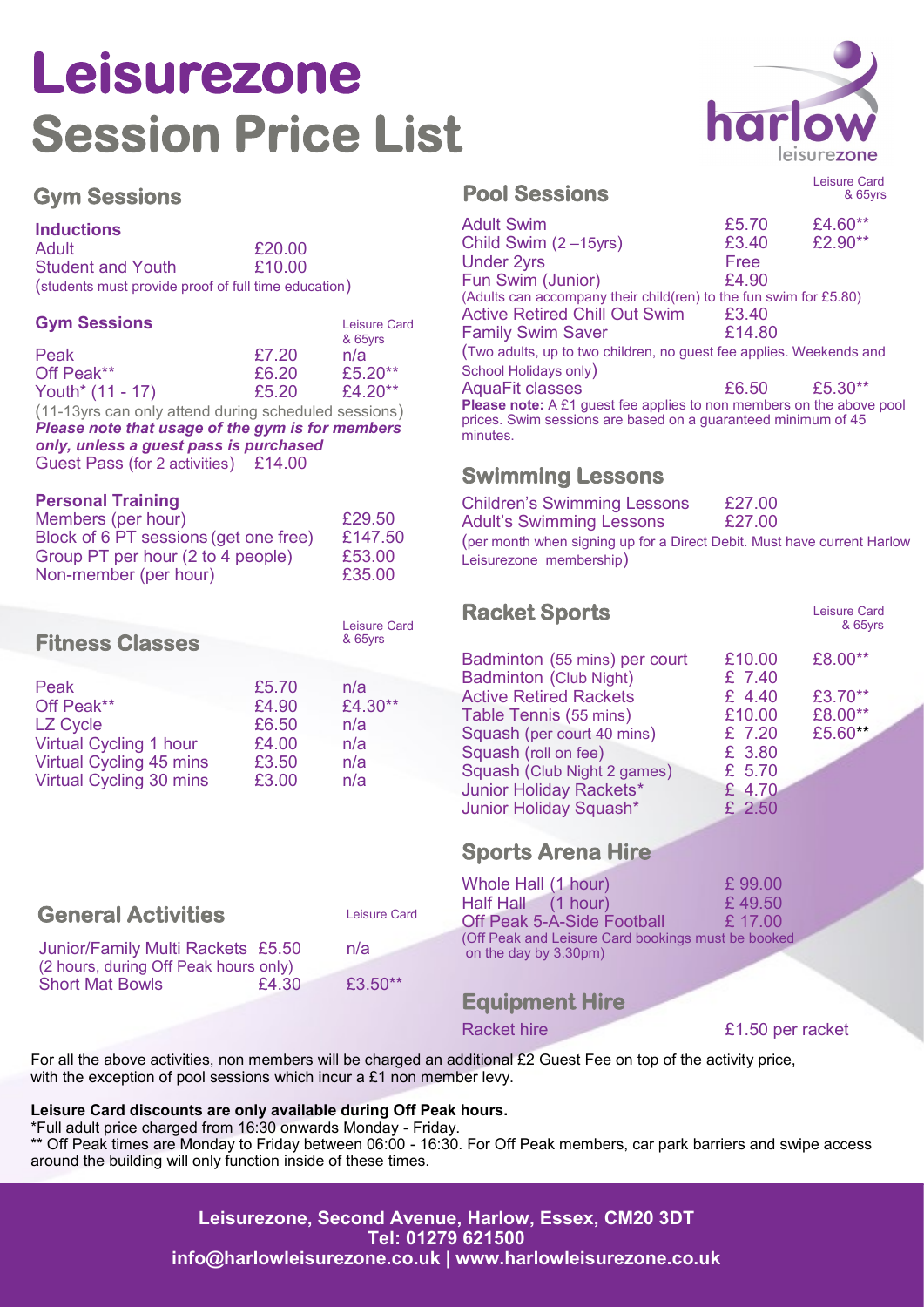# Leisurezone
# Session Price List

## Gym Sessions

### Inductions

| | |
|---|---|
| Adult | £20.00 |
| Student and Youth | £10.00 |

(students must provide proof of full time education)

### Gym Sessions

| | | Leisure Card & 65yrs |
|---|---|---|
| Peak | £7.20 | n/a |
| Off Peak** | £6.20 | £5.20** |
| Youth* (11 - 17) | £5.20 | £4.20** |

(11-13yrs can only attend during scheduled sessions)

***Please note that usage of the gym is for members only, unless a guest pass is purchased***

Guest Pass (for 2 activities) £14.00

### Personal Training

| | |
|---|---|
| Members (per hour) | £29.50 |
| Block of 6 PT sessions (get one free) | £147.50 |
| Group PT per hour (2 to 4 people) | £53.00 |
| Non-member (per hour) | £35.00 |

## Fitness Classes

| | | Leisure Card & 65yrs |
|---|---|---|
| Peak | £5.70 | n/a |
| Off Peak** | £4.90 | £4.30** |
| LZ Cycle | £6.50 | n/a |
| Virtual Cycling 1 hour | £4.00 | n/a |
| Virtual Cycling 45 mins | £3.50 | n/a |
| Virtual Cycling 30 mins | £3.00 | n/a |

## General Activities

| | | Leisure Card |
|---|---|---|
| Junior/Family Multi Rackets (2 hours, during Off Peak hours only) | £5.50 | n/a |
| Short Mat Bowls | £4.30 | £3.50** |

## Pool Sessions

| | | Leisure Card & 65yrs |
|---|---|---|
| Adult Swim | £5.70 | £4.60** |
| Child Swim (2 –15yrs) | £3.40 | £2.90** |
| Under 2yrs | Free | |
| Fun Swim (Junior) | £4.90 | |
| (Adults can accompany their child(ren) to the fun swim for £5.80) | | |
| Active Retired Chill Out Swim | £3.40 | |
| Family Swim Saver | £14.80 | |
| (Two adults, up to two children, no guest fee applies. Weekends and School Holidays only) | | |
| AquaFit classes | £6.50 | £5.30** |

**Please note:** A £1 guest fee applies to non members on the above pool prices. Swim sessions are based on a guaranteed minimum of 45 minutes.

## Swimming Lessons

| | |
|---|---|
| Children's Swimming Lessons | £27.00 |
| Adult's Swimming Lessons | £27.00 |

(per month when signing up for a Direct Debit. Must have current Harlow Leisurezone membership)

## Racket Sports

| | | Leisure Card & 65yrs |
|---|---|---|
| Badminton (55 mins) per court | £10.00 | £8.00** |
| Badminton (Club Night) | £ 7.40 | |
| Active Retired Rackets | £ 4.40 | £3.70** |
| Table Tennis (55 mins) | £10.00 | £8.00** |
| Squash (per court 40 mins) | £ 7.20 | £5.60** |
| Squash (roll on fee) | £ 3.80 | |
| Squash (Club Night 2 games) | £ 5.70 | |
| Junior Holiday Rackets* | £ 4.70 | |
| Junior Holiday Squash* | £ 2.50 | |

## Sports Arena Hire

| | |
|---|---|
| Whole Hall (1 hour) | £ 99.00 |
| Half Hall (1 hour) | £ 49.50 |
| Off Peak 5-A-Side Football | £ 17.00 |

(Off Peak and Leisure Card bookings must be booked on the day by 3.30pm)

## Equipment Hire

Racket hire £1.50 per racket

For all the above activities, non members will be charged an additional £2 Guest Fee on top of the activity price, with the exception of pool sessions which incur a £1 non member levy.

**Leisure Card discounts are only available during Off Peak hours.**

*Full adult price charged from 16:30 onwards Monday - Friday.

** Off Peak times are Monday to Friday between 06:00 - 16:30. For Off Peak members, car park barriers and swipe access around the building will only function inside of these times.

**Leisurezone, Second Avenue, Harlow, Essex, CM20 3DT**
**Tel: 01279 621500**
**info@harlowleisurezone.co.uk | www.harlowleisurezone.co.uk**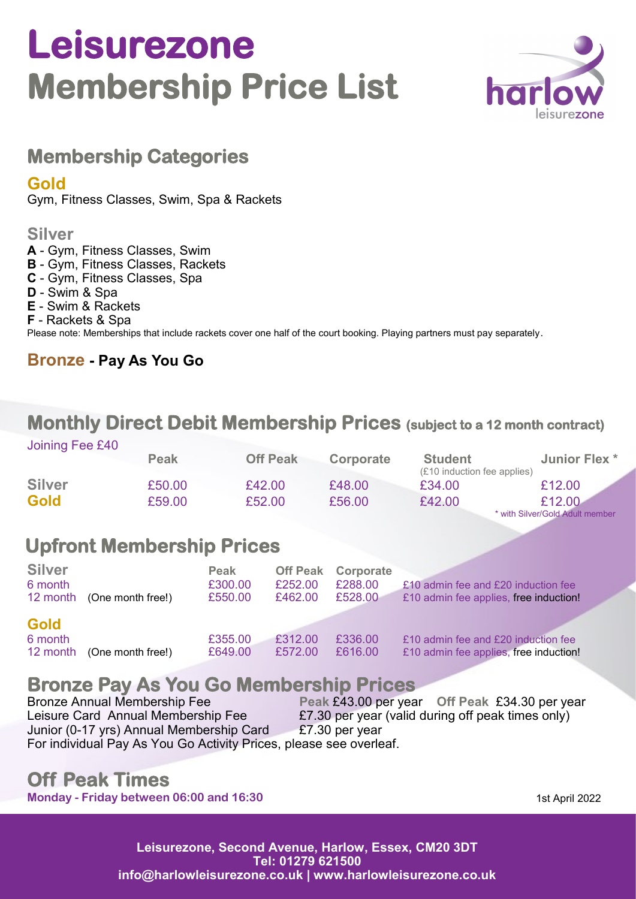# Leisurezone Membership Price List

## Membership Categories

### Gold

Gym, Fitness Classes, Swim, Spa & Rackets

### Silver

**A** - Gym, Fitness Classes, Swim
**B** - Gym, Fitness Classes, Rackets
**C** - Gym, Fitness Classes, Spa
**D** - Swim & Spa
**E** - Swim & Rackets
**F** - Rackets & Spa

Please note: Memberships that include rackets cover one half of the court booking. Playing partners must pay separately.

### Bronze - Pay As You Go

## Monthly Direct Debit Membership Prices (subject to a 12 month contract)

Joining Fee £40

| | Peak | Off Peak | Corporate | Student (£10 induction fee applies) | Junior Flex * |
|---|---|---|---|---|---|
| Silver | £50.00 | £42.00 | £48.00 | £34.00 | £12.00 |
| Gold | £59.00 | £52.00 | £56.00 | £42.00 | £12.00 |

* with Silver/Gold Adult member

## Upfront Membership Prices

| | | Peak | Off Peak | Corporate | |
|---|---|---|---|---|---|
| **Silver** | | | | | |
| 6 month | | £300.00 | £252.00 | £288.00 | £10 admin fee and £20 induction fee |
| 12 month | (One month free!) | £550.00 | £462.00 | £528.00 | £10 admin fee applies, free induction! |
| **Gold** | | | | | |
| 6 month | | £355.00 | £312.00 | £336.00 | £10 admin fee and £20 induction fee |
| 12 month | (One month free!) | £649.00 | £572.00 | £616.00 | £10 admin fee applies, free induction! |

## Bronze Pay As You Go Membership Prices

| | |
|---|---|
| Bronze Annual Membership Fee | Peak £43.00 per year Off Peak £34.30 per year |
| Leisure Card Annual Membership Fee | £7.30 per year (valid during off peak times only) |
| Junior (0-17 yrs) Annual Membership Card | £7.30 per year |

For individual Pay As You Go Activity Prices, please see overleaf.

## Off Peak Times

**Monday - Friday between 06:00 and 16:30**

1st April 2022

**Leisurezone, Second Avenue, Harlow, Essex, CM20 3DT**
**Tel: 01279 621500**
**info@harlowleisurezone.co.uk | www.harlowleisurezone.co.uk**